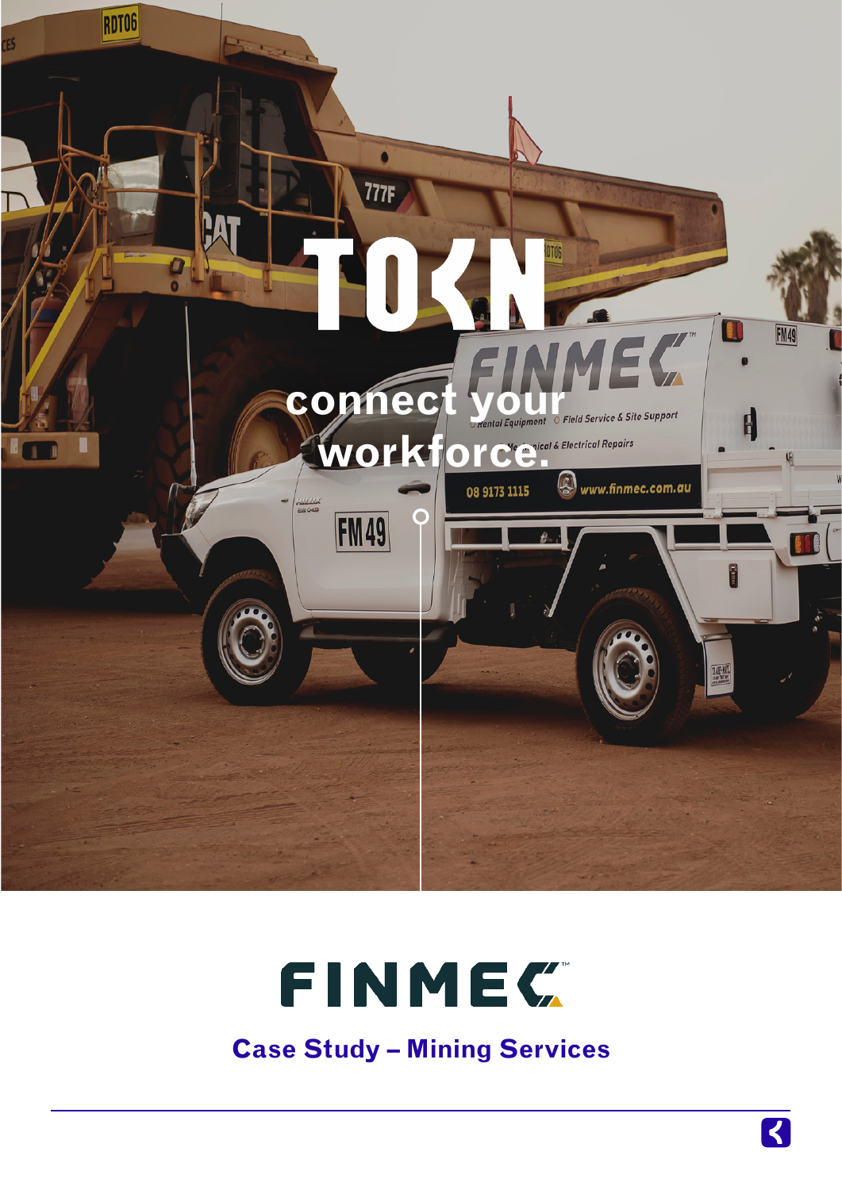# TO<N

connect your workforce.

# FINMEC

## Case Study – Mining Services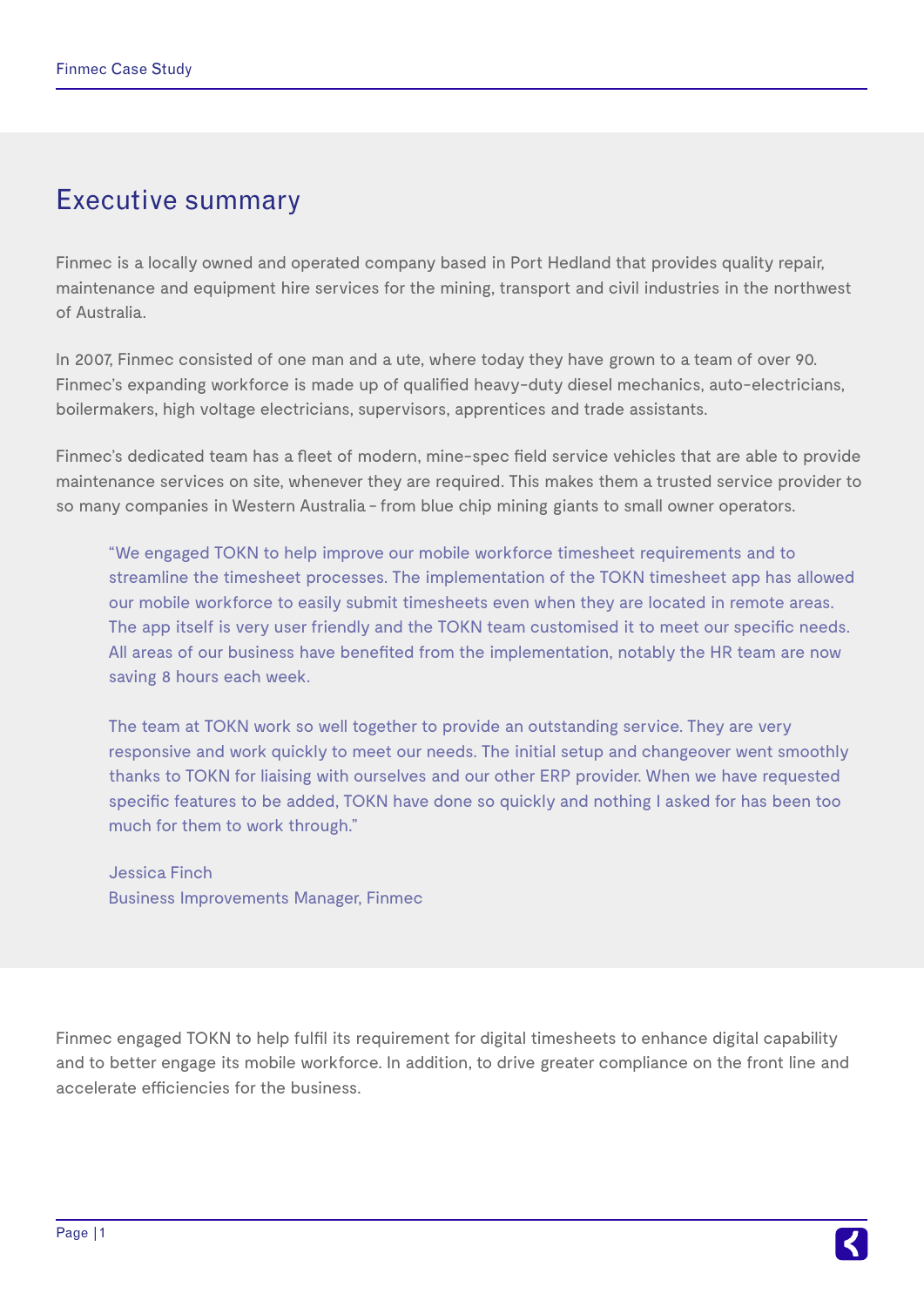# Executive summary

Finmec is a locally owned and operated company based in Port Hedland that provides quality repair, maintenance and equipment hire services for the mining, transport and civil industries in the northwest of Australia.

In 2007, Finmec consisted of one man and a ute, where today they have grown to a team of over 90. Finmec's expanding workforce is made up of qualified heavy-duty diesel mechanics, auto-electricians, boilermakers, high voltage electricians, supervisors, apprentices and trade assistants.

Finmec's dedicated team has a fleet of modern, mine-spec field service vehicles that are able to provide maintenance services on site, whenever they are required. This makes them a trusted service provider to so many companies in Western Australia – from blue chip mining giants to small owner operators.

> "We engaged TOKN to help improve our mobile workforce timesheet requirements and to streamline the timesheet processes. The implementation of the TOKN timesheet app has allowed our mobile workforce to easily submit timesheets even when they are located in remote areas. The app itself is very user friendly and the TOKN team customised it to meet our specific needs. All areas of our business have benefited from the implementation, notably the HR team are now saving 8 hours each week.
>
> The team at TOKN work so well together to provide an outstanding service. They are very responsive and work quickly to meet our needs. The initial setup and changeover went smoothly thanks to TOKN for liaising with ourselves and our other ERP provider. When we have requested specific features to be added, TOKN have done so quickly and nothing I asked for has been too much for them to work through."
>
> Jessica Finch
> Business Improvements Manager, Finmec

Finmec engaged TOKN to help fulfil its requirement for digital timesheets to enhance digital capability and to better engage its mobile workforce. In addition, to drive greater compliance on the front line and accelerate efficiencies for the business.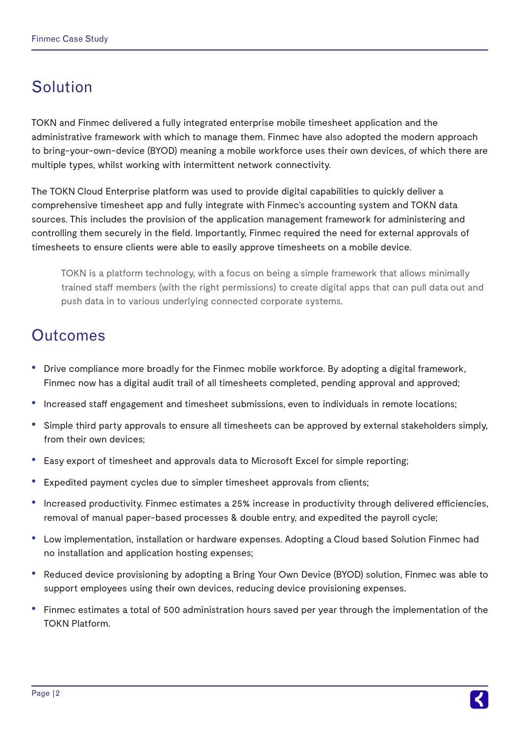## Solution

TOKN and Finmec delivered a fully integrated enterprise mobile timesheet application and the administrative framework with which to manage them. Finmec have also adopted the modern approach to bring-your-own-device (BYOD) meaning a mobile workforce uses their own devices, of which there are multiple types, whilst working with intermittent network connectivity.

The TOKN Cloud Enterprise platform was used to provide digital capabilities to quickly deliver a comprehensive timesheet app and fully integrate with Finmec's accounting system and TOKN data sources. This includes the provision of the application management framework for administering and controlling them securely in the field. Importantly, Finmec required the need for external approvals of timesheets to ensure clients were able to easily approve timesheets on a mobile device.

> TOKN is a platform technology, with a focus on being a simple framework that allows minimally trained staff members (with the right permissions) to create digital apps that can pull data out and push data in to various underlying connected corporate systems.

## Outcomes

- Drive compliance more broadly for the Finmec mobile workforce. By adopting a digital framework, Finmec now has a digital audit trail of all timesheets completed, pending approval and approved;
- Increased staff engagement and timesheet submissions, even to individuals in remote locations;
- Simple third party approvals to ensure all timesheets can be approved by external stakeholders simply, from their own devices;
- Easy export of timesheet and approvals data to Microsoft Excel for simple reporting;
- Expedited payment cycles due to simpler timesheet approvals from clients;
- Increased productivity. Finmec estimates a 25% increase in productivity through delivered efficiencies, removal of manual paper-based processes & double entry, and expedited the payroll cycle;
- Low implementation, installation or hardware expenses. Adopting a Cloud based Solution Finmec had no installation and application hosting expenses;
- Reduced device provisioning by adopting a Bring Your Own Device (BYOD) solution, Finmec was able to support employees using their own devices, reducing device provisioning expenses.
- Finmec estimates a total of 500 administration hours saved per year through the implementation of the TOKN Platform.